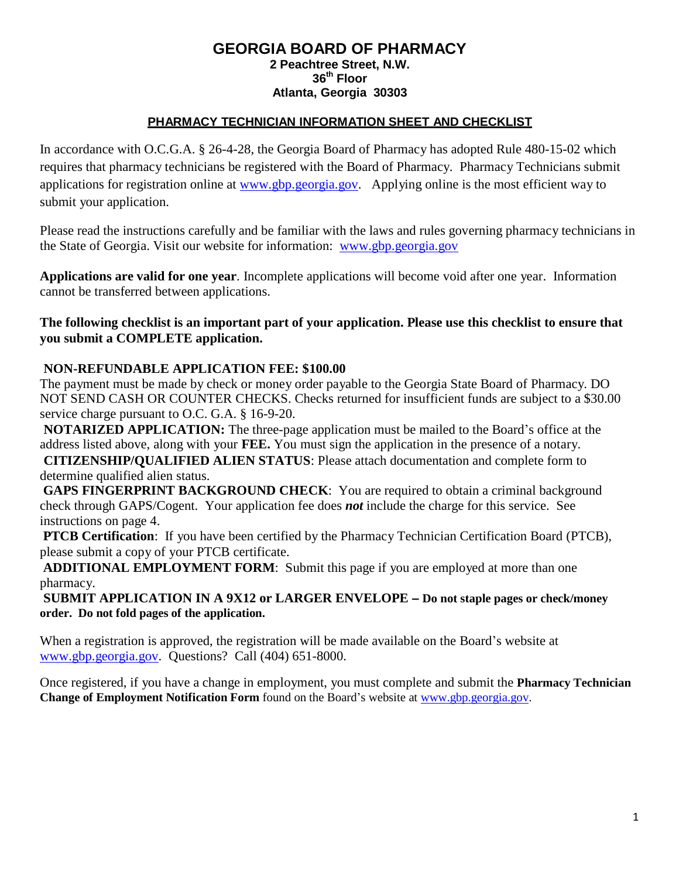# GEORGIA BOARD OF PHARMACY

**2 Peachtree Street, N.W.**
**36th Floor**
**Atlanta, Georgia 30303**

## PHARMACY TECHNICIAN INFORMATION SHEET AND CHECKLIST

In accordance with O.C.G.A. § 26-4-28, the Georgia Board of Pharmacy has adopted Rule 480-15-02 which requires that pharmacy technicians be registered with the Board of Pharmacy. Pharmacy Technicians submit applications for registration online at www.gbp.georgia.gov. Applying online is the most efficient way to submit your application.

Please read the instructions carefully and be familiar with the laws and rules governing pharmacy technicians in the State of Georgia. Visit our website for information: www.gbp.georgia.gov

**Applications are valid for one year**. Incomplete applications will become void after one year. Information cannot be transferred between applications.

**The following checklist is an important part of your application. Please use this checklist to ensure that you submit a COMPLETE application.**

**NON-REFUNDABLE APPLICATION FEE: $100.00**
The payment must be made by check or money order payable to the Georgia State Board of Pharmacy. DO NOT SEND CASH OR COUNTER CHECKS. Checks returned for insufficient funds are subject to a $30.00 service charge pursuant to O.C. G.A. § 16-9-20.

**NOTARIZED APPLICATION:** The three-page application must be mailed to the Board's office at the address listed above, along with your **FEE.** You must sign the application in the presence of a notary.

**CITIZENSHIP/QUALIFIED ALIEN STATUS**: Please attach documentation and complete form to determine qualified alien status.

**GAPS FINGERPRINT BACKGROUND CHECK**: You are required to obtain a criminal background check through GAPS/Cogent. Your application fee does ***not*** include the charge for this service. See instructions on page 4.

**PTCB Certification**: If you have been certified by the Pharmacy Technician Certification Board (PTCB), please submit a copy of your PTCB certificate.

**ADDITIONAL EMPLOYMENT FORM**: Submit this page if you are employed at more than one pharmacy.

**SUBMIT APPLICATION IN A 9X12 or LARGER ENVELOPE – Do not staple pages or check/money order. Do not fold pages of the application.**

When a registration is approved, the registration will be made available on the Board's website at www.gbp.georgia.gov. Questions? Call (404) 651-8000.

Once registered, if you have a change in employment, you must complete and submit the **Pharmacy Technician Change of Employment Notification Form** found on the Board's website at www.gbp.georgia.gov.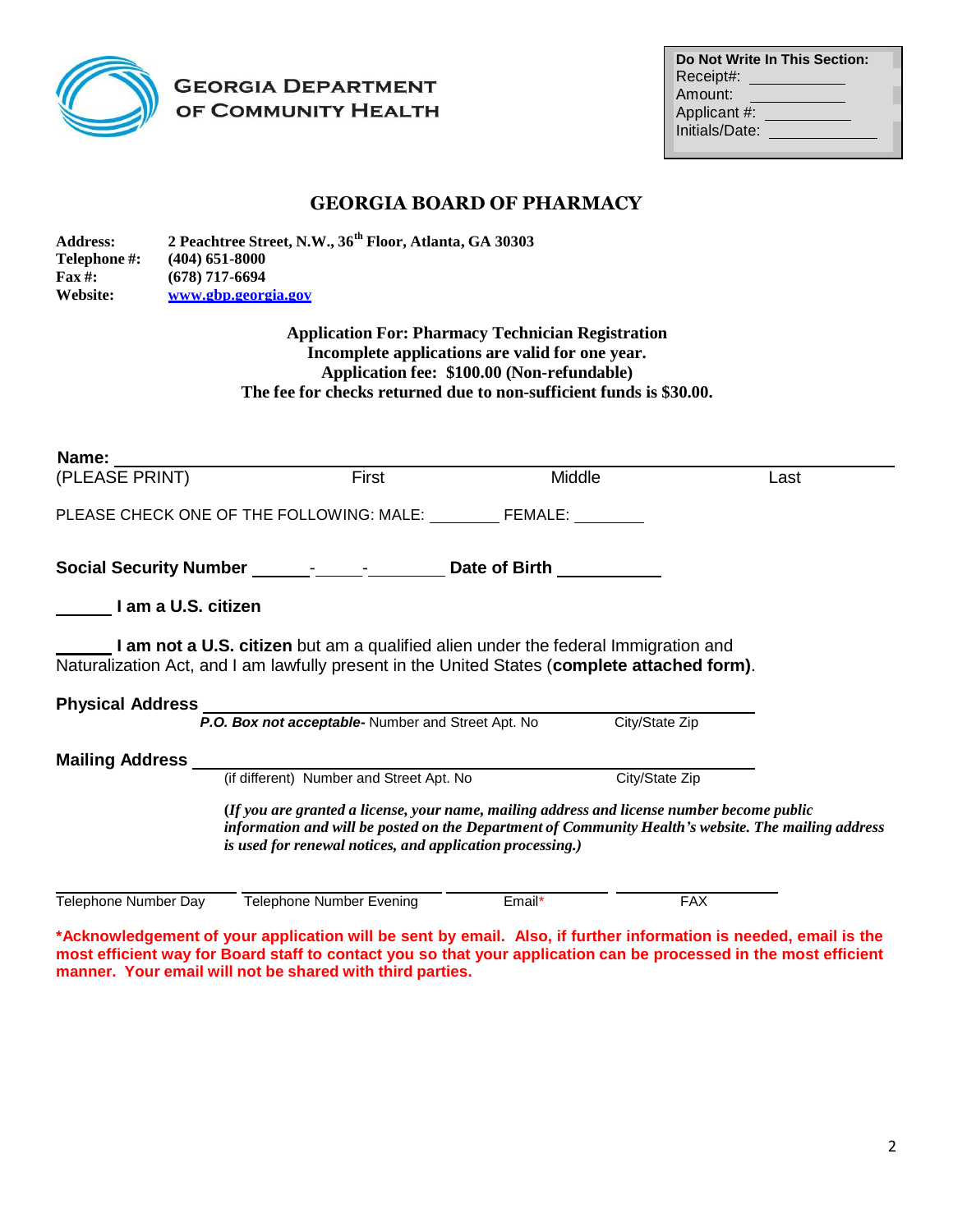GEORGIA DEPARTMENT OF COMMUNITY HEALTH

| **Do Not Write In This Section:** |
| --- |
| Receipt#: ____________ |
| Amount: ____________ |
| Applicant #: ____________ |
| Initials/Date: ____________ |

# GEORGIA BOARD OF PHARMACY

**Address:** **2 Peachtree Street, N.W., 36th Floor, Atlanta, GA 30303**
**Telephone #:** **(404) 651-8000**
**Fax #:** **(678) 717-6694**
**Website:** **www.gbp.georgia.gov**

**Application For: Pharmacy Technician Registration**
**Incomplete applications are valid for one year.**
**Application fee: $100.00 (Non-refundable)**
**The fee for checks returned due to non-sufficient funds is $30.00.**

**Name:** ________________________________________________________________
(PLEASE PRINT) First Middle Last

PLEASE CHECK ONE OF THE FOLLOWING: MALE: ________ FEMALE: ________

**Social Security Number** ______-_____-________ **Date of Birth** ___________

______ **I am a U.S. citizen**

______ **I am not a U.S. citizen** but am a qualified alien under the federal Immigration and Naturalization Act, and I am lawfully present in the United States (**complete attached form**).

**Physical Address** ________________________________________________________________
***P.O. Box not acceptable-*** Number and Street Apt. No City/State Zip

**Mailing Address** ________________________________________________________________
(if different) Number and Street Apt. No City/State Zip

***(If you are granted a license, your name, mailing address and license number become public information and will be posted on the Department of Community Health's website. The mailing address is used for renewal notices, and application processing.)***

________________ ________________ ________________ ________________
Telephone Number Day Telephone Number Evening Email* FAX

**\*Acknowledgement of your application will be sent by email. Also, if further information is needed, email is the most efficient way for Board staff to contact you so that your application can be processed in the most efficient manner. Your email will not be shared with third parties.**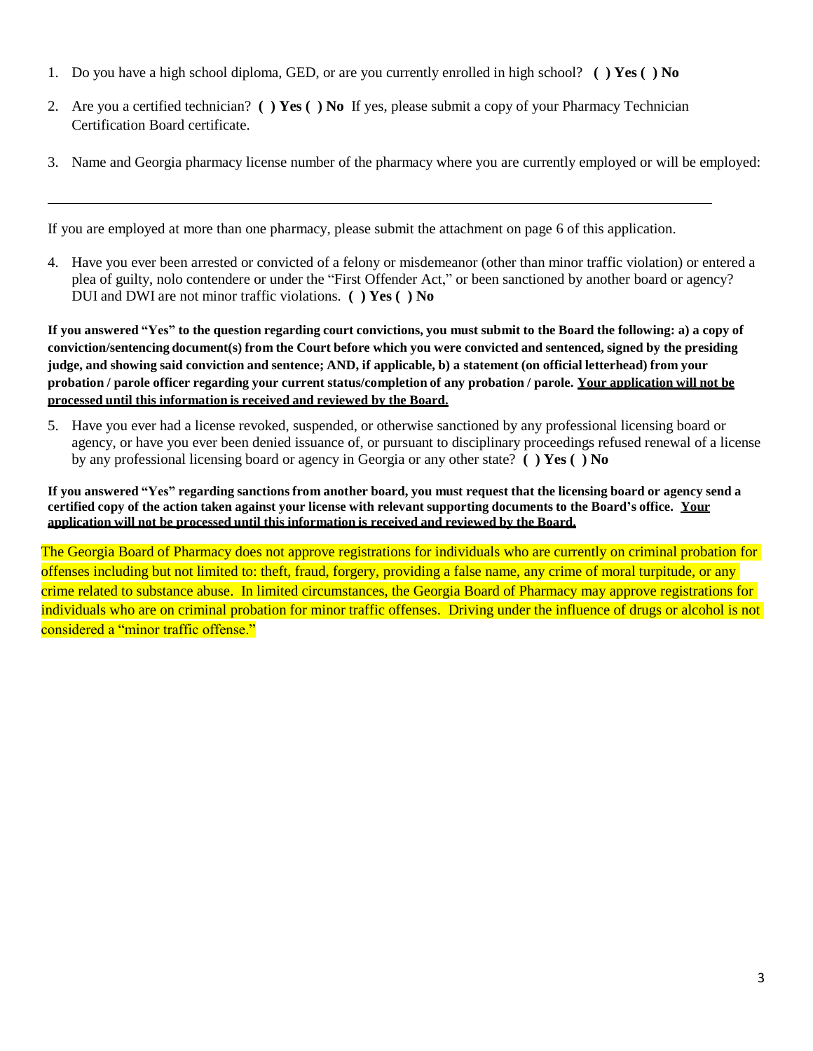1. Do you have a high school diploma, GED, or are you currently enrolled in high school? **( ) Yes ( ) No**

2. Are you a certified technician? **( ) Yes ( ) No** If yes, please submit a copy of your Pharmacy Technician Certification Board certificate.

3. Name and Georgia pharmacy license number of the pharmacy where you are currently employed or will be employed:

_______________________________________________________________________________

If you are employed at more than one pharmacy, please submit the attachment on page 6 of this application.

4. Have you ever been arrested or convicted of a felony or misdemeanor (other than minor traffic violation) or entered a plea of guilty, nolo contendere or under the "First Offender Act," or been sanctioned by another board or agency? DUI and DWI are not minor traffic violations. **( ) Yes ( ) No**

**If you answered "Yes" to the question regarding court convictions, you must submit to the Board the following: a) a copy of conviction/sentencing document(s) from the Court before which you were convicted and sentenced, signed by the presiding judge, and showing said conviction and sentence; AND, if applicable, b) a statement (on official letterhead) from your probation / parole officer regarding your current status/completion of any probation / parole. <u>Your application will not be processed until this information is received and reviewed by the Board.</u>**

5. Have you ever had a license revoked, suspended, or otherwise sanctioned by any professional licensing board or agency, or have you ever been denied issuance of, or pursuant to disciplinary proceedings refused renewal of a license by any professional licensing board or agency in Georgia or any other state? **( ) Yes ( ) No**

**If you answered "Yes" regarding sanctions from another board, you must request that the licensing board or agency send a certified copy of the action taken against your license with relevant supporting documents to the Board's office. <u>Your application will not be processed until this information is received and reviewed by the Board.</u>**

The Georgia Board of Pharmacy does not approve registrations for individuals who are currently on criminal probation for offenses including but not limited to: theft, fraud, forgery, providing a false name, any crime of moral turpitude, or any crime related to substance abuse. In limited circumstances, the Georgia Board of Pharmacy may approve registrations for individuals who are on criminal probation for minor traffic offenses. Driving under the influence of drugs or alcohol is not considered a "minor traffic offense."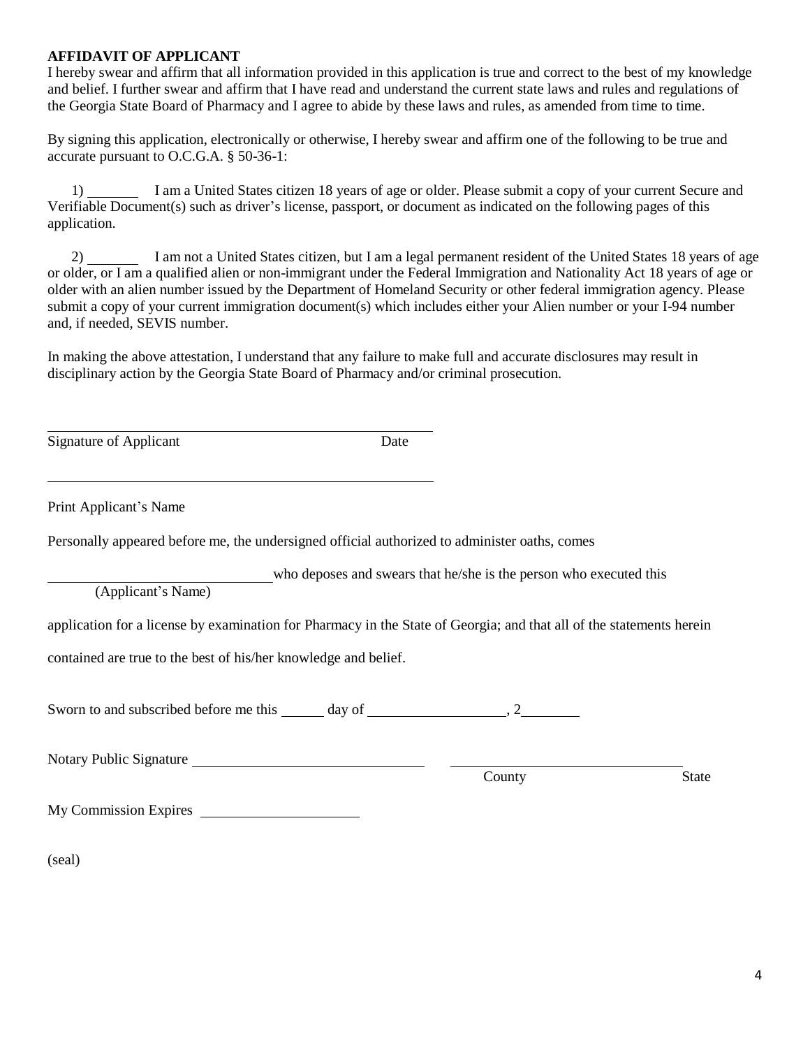**AFFIDAVIT OF APPLICANT**

I hereby swear and affirm that all information provided in this application is true and correct to the best of my knowledge and belief. I further swear and affirm that I have read and understand the current state laws and rules and regulations of the Georgia State Board of Pharmacy and I agree to abide by these laws and rules, as amended from time to time.

By signing this application, electronically or otherwise, I hereby swear and affirm one of the following to be true and accurate pursuant to O.C.G.A. § 50-36-1:

1) _______ I am a United States citizen 18 years of age or older. Please submit a copy of your current Secure and Verifiable Document(s) such as driver's license, passport, or document as indicated on the following pages of this application.

2) _______ I am not a United States citizen, but I am a legal permanent resident of the United States 18 years of age or older, or I am a qualified alien or non-immigrant under the Federal Immigration and Nationality Act 18 years of age or older with an alien number issued by the Department of Homeland Security or other federal immigration agency. Please submit a copy of your current immigration document(s) which includes either your Alien number or your I-94 number and, if needed, SEVIS number.

In making the above attestation, I understand that any failure to make full and accurate disclosures may result in disciplinary action by the Georgia State Board of Pharmacy and/or criminal prosecution.

______________________________________________

Signature of Applicant Date

______________________________________________

Print Applicant's Name

Personally appeared before me, the undersigned official authorized to administer oaths, comes

______________________________ who deposes and swears that he/she is the person who executed this
(Applicant's Name)

application for a license by examination for Pharmacy in the State of Georgia; and that all of the statements herein contained are true to the best of his/her knowledge and belief.

Sworn to and subscribed before me this ______ day of ___________________, 2________

Notary Public Signature ________________________________ ________________________________
County State

My Commission Expires ______________________

(seal)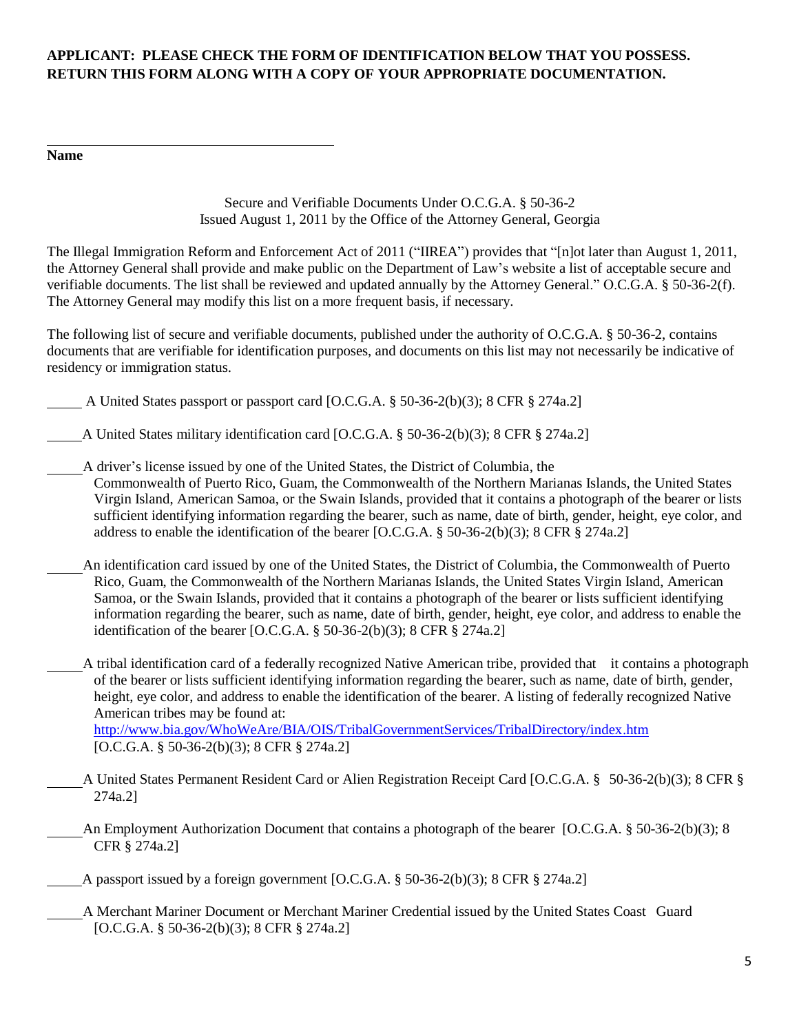**APPLICANT: PLEASE CHECK THE FORM OF IDENTIFICATION BELOW THAT YOU POSSESS. RETURN THIS FORM ALONG WITH A COPY OF YOUR APPROPRIATE DOCUMENTATION.**

______________________________________

**Name**

Secure and Verifiable Documents Under O.C.G.A. § 50-36-2
Issued August 1, 2011 by the Office of the Attorney General, Georgia

The Illegal Immigration Reform and Enforcement Act of 2011 ("IIREA") provides that "[n]ot later than August 1, 2011, the Attorney General shall provide and make public on the Department of Law's website a list of acceptable secure and verifiable documents. The list shall be reviewed and updated annually by the Attorney General." O.C.G.A. § 50-36-2(f). The Attorney General may modify this list on a more frequent basis, if necessary.

The following list of secure and verifiable documents, published under the authority of O.C.G.A. § 50-36-2, contains documents that are verifiable for identification purposes, and documents on this list may not necessarily be indicative of residency or immigration status.

_____ A United States passport or passport card [O.C.G.A. § 50-36-2(b)(3); 8 CFR § 274a.2]

_____ A United States military identification card [O.C.G.A. § 50-36-2(b)(3); 8 CFR § 274a.2]

_____ A driver's license issued by one of the United States, the District of Columbia, the Commonwealth of Puerto Rico, Guam, the Commonwealth of the Northern Marianas Islands, the United States Virgin Island, American Samoa, or the Swain Islands, provided that it contains a photograph of the bearer or lists sufficient identifying information regarding the bearer, such as name, date of birth, gender, height, eye color, and address to enable the identification of the bearer [O.C.G.A. § 50-36-2(b)(3); 8 CFR § 274a.2]

_____ An identification card issued by one of the United States, the District of Columbia, the Commonwealth of Puerto Rico, Guam, the Commonwealth of the Northern Marianas Islands, the United States Virgin Island, American Samoa, or the Swain Islands, provided that it contains a photograph of the bearer or lists sufficient identifying information regarding the bearer, such as name, date of birth, gender, height, eye color, and address to enable the identification of the bearer [O.C.G.A. § 50-36-2(b)(3); 8 CFR § 274a.2]

_____ A tribal identification card of a federally recognized Native American tribe, provided that it contains a photograph of the bearer or lists sufficient identifying information regarding the bearer, such as name, date of birth, gender, height, eye color, and address to enable the identification of the bearer. A listing of federally recognized Native American tribes may be found at: http://www.bia.gov/WhoWeAre/BIA/OIS/TribalGovernmentServices/TribalDirectory/index.htm [O.C.G.A. § 50-36-2(b)(3); 8 CFR § 274a.2]

_____ A United States Permanent Resident Card or Alien Registration Receipt Card [O.C.G.A. § 50-36-2(b)(3); 8 CFR § 274a.2]

_____ An Employment Authorization Document that contains a photograph of the bearer [O.C.G.A. § 50-36-2(b)(3); 8 CFR § 274a.2]

_____ A passport issued by a foreign government [O.C.G.A. § 50-36-2(b)(3); 8 CFR § 274a.2]

_____ A Merchant Mariner Document or Merchant Mariner Credential issued by the United States Coast Guard [O.C.G.A. § 50-36-2(b)(3); 8 CFR § 274a.2]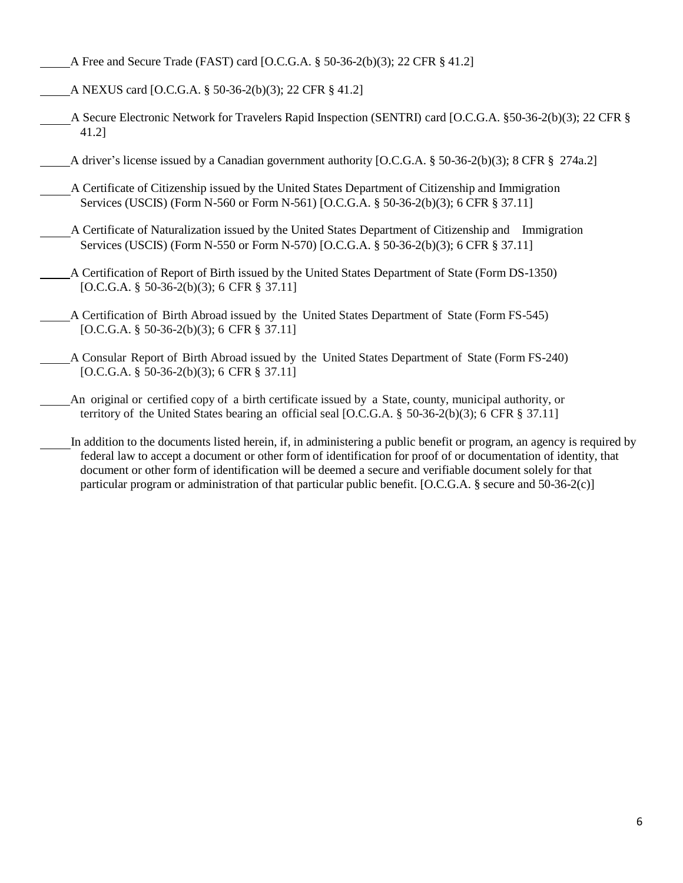_____A Free and Secure Trade (FAST) card [O.C.G.A. § 50-36-2(b)(3); 22 CFR § 41.2]

_____A NEXUS card [O.C.G.A. § 50-36-2(b)(3); 22 CFR § 41.2]

_____A Secure Electronic Network for Travelers Rapid Inspection (SENTRI) card [O.C.G.A. §50-36-2(b)(3); 22 CFR § 41.2]

_____A driver's license issued by a Canadian government authority [O.C.G.A. § 50-36-2(b)(3); 8 CFR § 274a.2]

_____A Certificate of Citizenship issued by the United States Department of Citizenship and Immigration Services (USCIS) (Form N-560 or Form N-561) [O.C.G.A. § 50-36-2(b)(3); 6 CFR § 37.11]

_____A Certificate of Naturalization issued by the United States Department of Citizenship and Immigration Services (USCIS) (Form N-550 or Form N-570) [O.C.G.A. § 50-36-2(b)(3); 6 CFR § 37.11]

_____A Certification of Report of Birth issued by the United States Department of State (Form DS-1350) [O.C.G.A. § 50-36-2(b)(3); 6 CFR § 37.11]

_____A Certification of Birth Abroad issued by the United States Department of State (Form FS-545) [O.C.G.A. § 50-36-2(b)(3); 6 CFR § 37.11]

_____A Consular Report of Birth Abroad issued by the United States Department of State (Form FS-240) [O.C.G.A. § 50-36-2(b)(3); 6 CFR § 37.11]

_____An original or certified copy of a birth certificate issued by a State, county, municipal authority, or territory of the United States bearing an official seal [O.C.G.A. § 50-36-2(b)(3); 6 CFR § 37.11]

_____In addition to the documents listed herein, if, in administering a public benefit or program, an agency is required by federal law to accept a document or other form of identification for proof of or documentation of identity, that document or other form of identification will be deemed a secure and verifiable document solely for that particular program or administration of that particular public benefit. [O.C.G.A. § secure and 50-36-2(c)]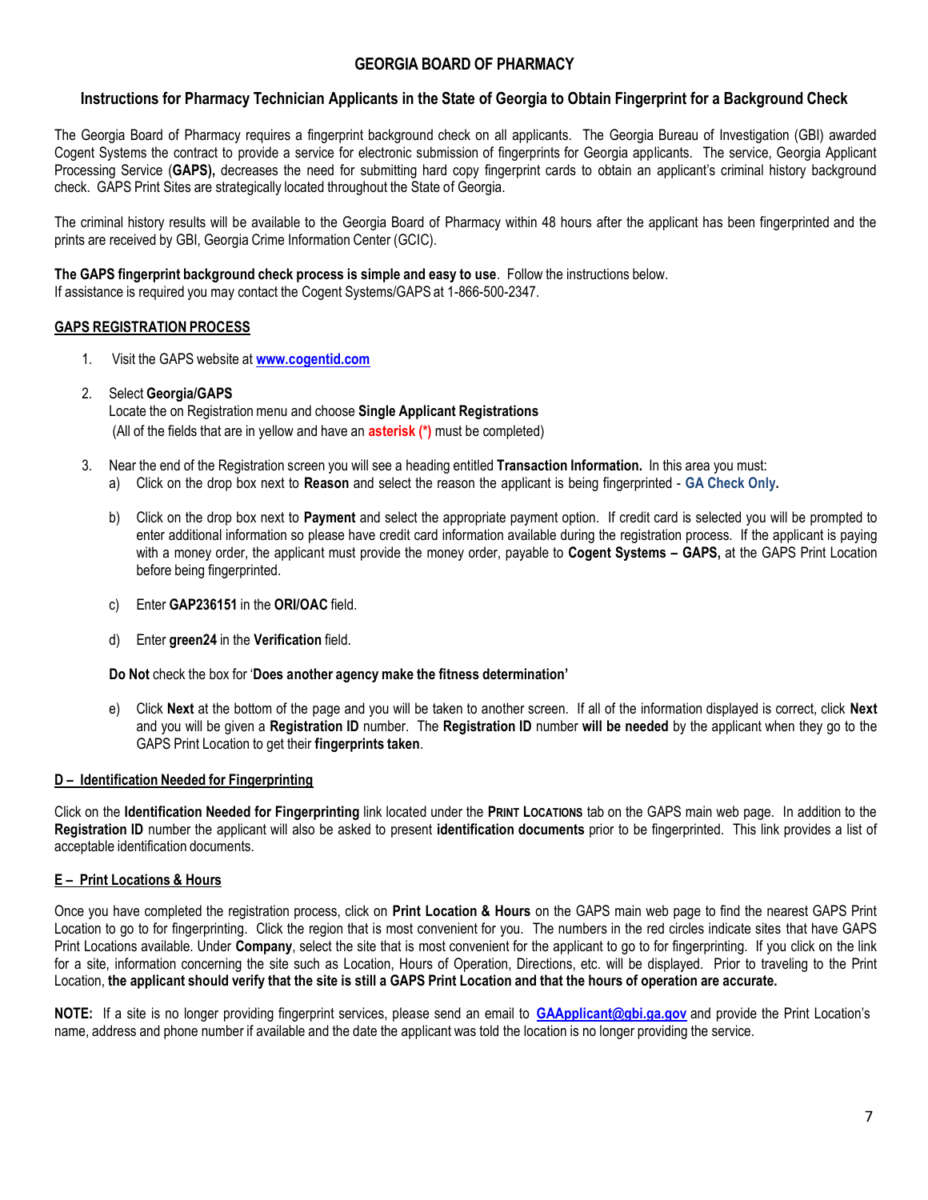# GEORGIA BOARD OF PHARMACY

## Instructions for Pharmacy Technician Applicants in the State of Georgia to Obtain Fingerprint for a Background Check

The Georgia Board of Pharmacy requires a fingerprint background check on all applicants. The Georgia Bureau of Investigation (GBI) awarded Cogent Systems the contract to provide a service for electronic submission of fingerprints for Georgia applicants. The service, Georgia Applicant Processing Service (**GAPS),** decreases the need for submitting hard copy fingerprint cards to obtain an applicant's criminal history background check. GAPS Print Sites are strategically located throughout the State of Georgia.

The criminal history results will be available to the Georgia Board of Pharmacy within 48 hours after the applicant has been fingerprinted and the prints are received by GBI, Georgia Crime Information Center (GCIC).

**The GAPS fingerprint background check process is simple and easy to use**. Follow the instructions below.
If assistance is required you may contact the Cogent Systems/GAPS at 1-866-500-2347.

**GAPS REGISTRATION PROCESS**

1. Visit the GAPS website at **www.cogentid.com**

2. Select **Georgia/GAPS**
   Locate the on Registration menu and choose **Single Applicant Registrations**
   (All of the fields that are in yellow and have an **asterisk (*)** must be completed)

3. Near the end of the Registration screen you will see a heading entitled **Transaction Information.** In this area you must:
   a) Click on the drop box next to **Reason** and select the reason the applicant is being fingerprinted - **GA Check Only.**

   b) Click on the drop box next to **Payment** and select the appropriate payment option. If credit card is selected you will be prompted to enter additional information so please have credit card information available during the registration process. If the applicant is paying with a money order, the applicant must provide the money order, payable to **Cogent Systems – GAPS,** at the GAPS Print Location before being fingerprinted.

   c) Enter **GAP236151** in the **ORI/OAC** field.

   d) Enter **green24** in the **Verification** field.

   **Do Not** check the box for '**Does another agency make the fitness determination'**

   e) Click **Next** at the bottom of the page and you will be taken to another screen. If all of the information displayed is correct, click **Next** and you will be given a **Registration ID** number. The **Registration ID** number **will be needed** by the applicant when they go to the GAPS Print Location to get their **fingerprints taken**.

**D – Identification Needed for Fingerprinting**

Click on the **Identification Needed for Fingerprinting** link located under the **PRINT LOCATIONS** tab on the GAPS main web page. In addition to the **Registration ID** number the applicant will also be asked to present **identification documents** prior to be fingerprinted. This link provides a list of acceptable identification documents.

**E – Print Locations & Hours**

Once you have completed the registration process, click on **Print Location & Hours** on the GAPS main web page to find the nearest GAPS Print Location to go to for fingerprinting. Click the region that is most convenient for you. The numbers in the red circles indicate sites that have GAPS Print Locations available. Under **Company**, select the site that is most convenient for the applicant to go to for fingerprinting. If you click on the link for a site, information concerning the site such as Location, Hours of Operation, Directions, etc. will be displayed. Prior to traveling to the Print Location, **the applicant should verify that the site is still a GAPS Print Location and that the hours of operation are accurate.**

**NOTE:** If a site is no longer providing fingerprint services, please send an email to **GAApplicant@gbi.ga.gov** and provide the Print Location's name, address and phone number if available and the date the applicant was told the location is no longer providing the service.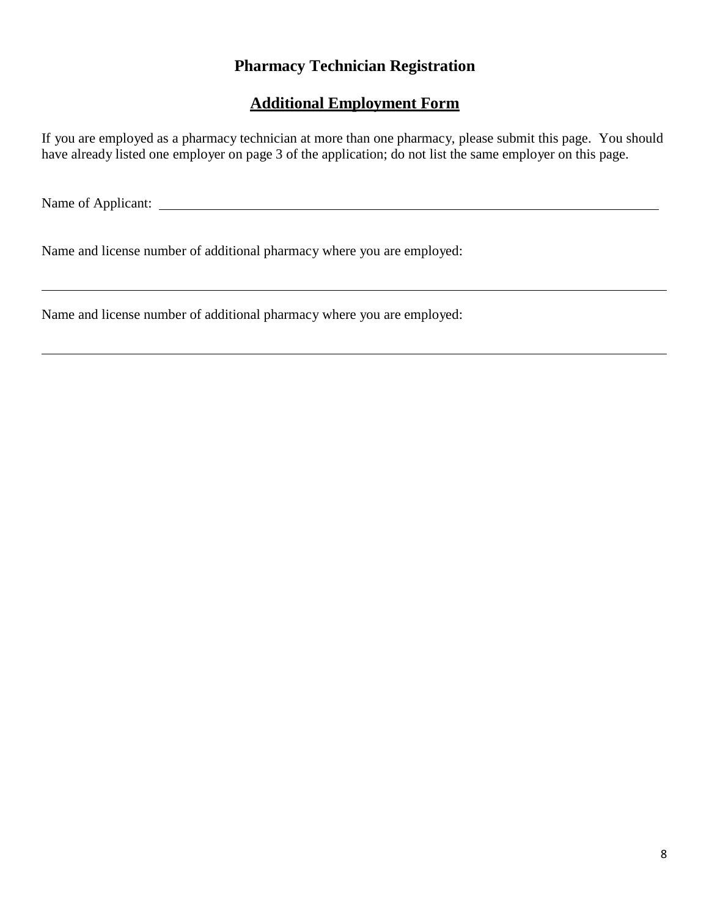## Pharmacy Technician Registration

## Additional Employment Form

If you are employed as a pharmacy technician at more than one pharmacy, please submit this page. You should have already listed one employer on page 3 of the application; do not list the same employer on this page.

Name of Applicant: ______________________________________________________________

Name and license number of additional pharmacy where you are employed:

______________________________________________________________________________

Name and license number of additional pharmacy where you are employed:

______________________________________________________________________________